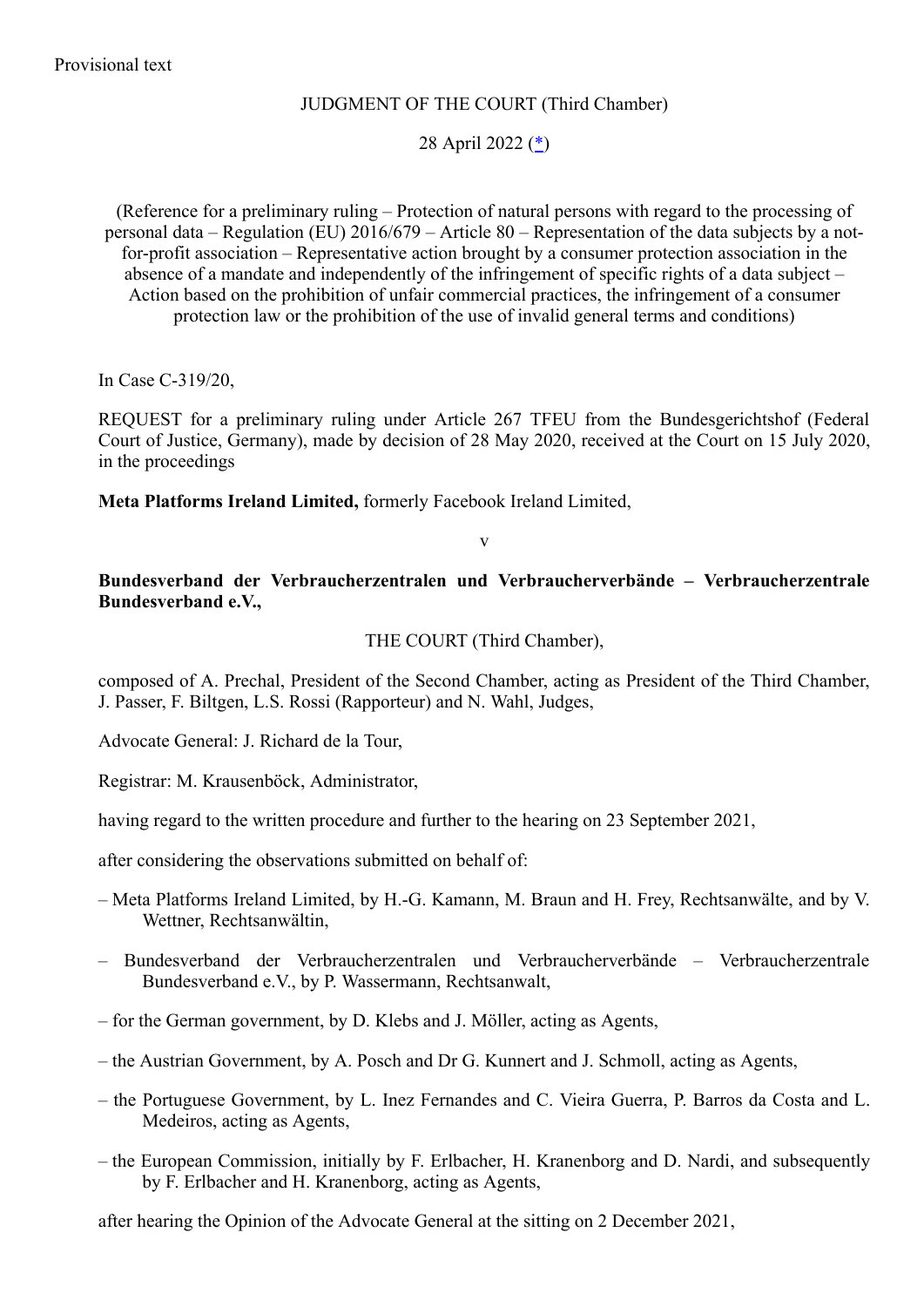Provisional text

JUDGMENT OF THE COURT (Third Chamber)

28 April 2022 (*)

(Reference for a preliminary ruling – Protection of natural persons with regard to the processing of personal data – Regulation (EU) 2016/679 – Article 80 – Representation of the data subjects by a not-for-profit association – Representative action brought by a consumer protection association in the absence of a mandate and independently of the infringement of specific rights of a data subject – Action based on the prohibition of unfair commercial practices, the infringement of a consumer protection law or the prohibition of the use of invalid general terms and conditions)

In Case C-319/20,

REQUEST for a preliminary ruling under Article 267 TFEU from the Bundesgerichtshof (Federal Court of Justice, Germany), made by decision of 28 May 2020, received at the Court on 15 July 2020, in the proceedings

**Meta Platforms Ireland Limited,** formerly Facebook Ireland Limited,

v

**Bundesverband der Verbraucherzentralen und Verbraucherverbände – Verbraucherzentrale Bundesverband e.V.,**

THE COURT (Third Chamber),

composed of A. Prechal, President of the Second Chamber, acting as President of the Third Chamber, J. Passer, F. Biltgen, L.S. Rossi (Rapporteur) and N. Wahl, Judges,

Advocate General: J. Richard de la Tour,

Registrar: M. Krausenböck, Administrator,

having regard to the written procedure and further to the hearing on 23 September 2021,

after considering the observations submitted on behalf of:

– Meta Platforms Ireland Limited, by H.-G. Kamann, M. Braun and H. Frey, Rechtsanwälte, and by V. Wettner, Rechtsanwältin,

– Bundesverband der Verbraucherzentralen und Verbraucherverbände – Verbraucherzentrale Bundesverband e.V., by P. Wassermann, Rechtsanwalt,

– for the German government, by D. Klebs and J. Möller, acting as Agents,

– the Austrian Government, by A. Posch and Dr G. Kunnert and J. Schmoll, acting as Agents,

– the Portuguese Government, by L. Inez Fernandes and C. Vieira Guerra, P. Barros da Costa and L. Medeiros, acting as Agents,

– the European Commission, initially by F. Erlbacher, H. Kranenborg and D. Nardi, and subsequently by F. Erlbacher and H. Kranenborg, acting as Agents,

after hearing the Opinion of the Advocate General at the sitting on 2 December 2021,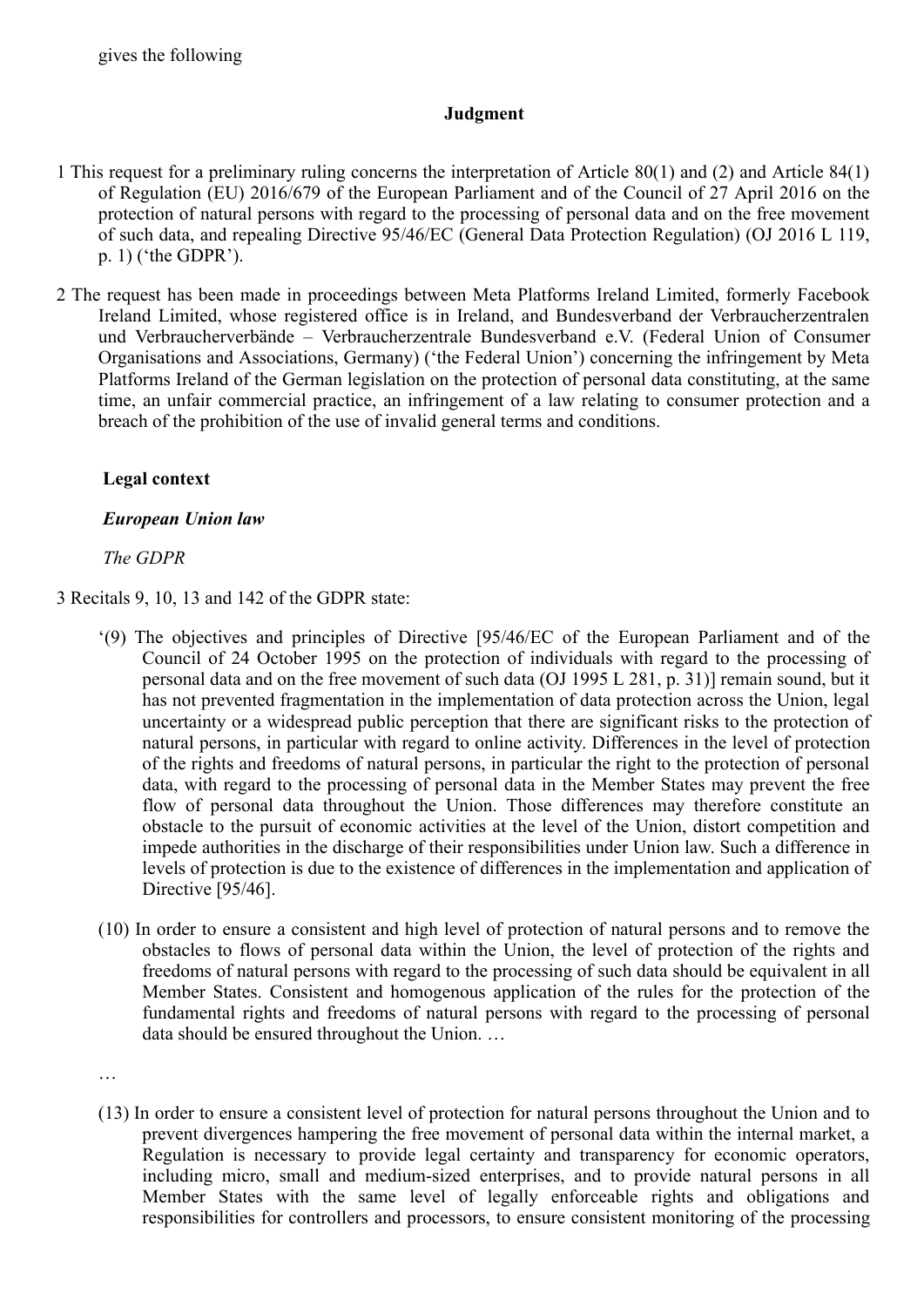gives the following

## Judgment

1 This request for a preliminary ruling concerns the interpretation of Article 80(1) and (2) and Article 84(1) of Regulation (EU) 2016/679 of the European Parliament and of the Council of 27 April 2016 on the protection of natural persons with regard to the processing of personal data and on the free movement of such data, and repealing Directive 95/46/EC (General Data Protection Regulation) (OJ 2016 L 119, p. 1) ('the GDPR').

2 The request has been made in proceedings between Meta Platforms Ireland Limited, formerly Facebook Ireland Limited, whose registered office is in Ireland, and Bundesverband der Verbraucherzentralen und Verbraucherverbände – Verbraucherzentrale Bundesverband e.V. (Federal Union of Consumer Organisations and Associations, Germany) ('the Federal Union') concerning the infringement by Meta Platforms Ireland of the German legislation on the protection of personal data constituting, at the same time, an unfair commercial practice, an infringement of a law relating to consumer protection and a breach of the prohibition of the use of invalid general terms and conditions.

### Legal context

#### *European Union law*

*The GDPR*

3 Recitals 9, 10, 13 and 142 of the GDPR state:

'(9) The objectives and principles of Directive [95/46/EC of the European Parliament and of the Council of 24 October 1995 on the protection of individuals with regard to the processing of personal data and on the free movement of such data (OJ 1995 L 281, p. 31)] remain sound, but it has not prevented fragmentation in the implementation of data protection across the Union, legal uncertainty or a widespread public perception that there are significant risks to the protection of natural persons, in particular with regard to online activity. Differences in the level of protection of the rights and freedoms of natural persons, in particular the right to the protection of personal data, with regard to the processing of personal data in the Member States may prevent the free flow of personal data throughout the Union. Those differences may therefore constitute an obstacle to the pursuit of economic activities at the level of the Union, distort competition and impede authorities in the discharge of their responsibilities under Union law. Such a difference in levels of protection is due to the existence of differences in the implementation and application of Directive [95/46].

(10) In order to ensure a consistent and high level of protection of natural persons and to remove the obstacles to flows of personal data within the Union, the level of protection of the rights and freedoms of natural persons with regard to the processing of such data should be equivalent in all Member States. Consistent and homogenous application of the rules for the protection of the fundamental rights and freedoms of natural persons with regard to the processing of personal data should be ensured throughout the Union. …

…

(13) In order to ensure a consistent level of protection for natural persons throughout the Union and to prevent divergences hampering the free movement of personal data within the internal market, a Regulation is necessary to provide legal certainty and transparency for economic operators, including micro, small and medium-sized enterprises, and to provide natural persons in all Member States with the same level of legally enforceable rights and obligations and responsibilities for controllers and processors, to ensure consistent monitoring of the processing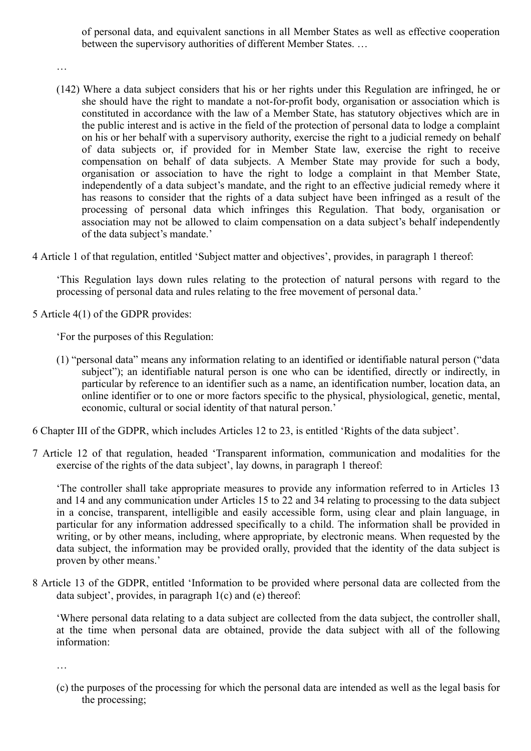of personal data, and equivalent sanctions in all Member States as well as effective cooperation between the supervisory authorities of different Member States. …

…

(142) Where a data subject considers that his or her rights under this Regulation are infringed, he or she should have the right to mandate a not-for-profit body, organisation or association which is constituted in accordance with the law of a Member State, has statutory objectives which are in the public interest and is active in the field of the protection of personal data to lodge a complaint on his or her behalf with a supervisory authority, exercise the right to a judicial remedy on behalf of data subjects or, if provided for in Member State law, exercise the right to receive compensation on behalf of data subjects. A Member State may provide for such a body, organisation or association to have the right to lodge a complaint in that Member State, independently of a data subject's mandate, and the right to an effective judicial remedy where it has reasons to consider that the rights of a data subject have been infringed as a result of the processing of personal data which infringes this Regulation. That body, organisation or association may not be allowed to claim compensation on a data subject's behalf independently of the data subject's mandate.'

4 Article 1 of that regulation, entitled 'Subject matter and objectives', provides, in paragraph 1 thereof:

'This Regulation lays down rules relating to the protection of natural persons with regard to the processing of personal data and rules relating to the free movement of personal data.'

5 Article 4(1) of the GDPR provides:

'For the purposes of this Regulation:

(1) "personal data" means any information relating to an identified or identifiable natural person ("data subject"); an identifiable natural person is one who can be identified, directly or indirectly, in particular by reference to an identifier such as a name, an identification number, location data, an online identifier or to one or more factors specific to the physical, physiological, genetic, mental, economic, cultural or social identity of that natural person.'

6 Chapter III of the GDPR, which includes Articles 12 to 23, is entitled 'Rights of the data subject'.

7 Article 12 of that regulation, headed 'Transparent information, communication and modalities for the exercise of the rights of the data subject', lay downs, in paragraph 1 thereof:

'The controller shall take appropriate measures to provide any information referred to in Articles 13 and 14 and any communication under Articles 15 to 22 and 34 relating to processing to the data subject in a concise, transparent, intelligible and easily accessible form, using clear and plain language, in particular for any information addressed specifically to a child. The information shall be provided in writing, or by other means, including, where appropriate, by electronic means. When requested by the data subject, the information may be provided orally, provided that the identity of the data subject is proven by other means.'

8 Article 13 of the GDPR, entitled 'Information to be provided where personal data are collected from the data subject', provides, in paragraph 1(c) and (e) thereof:

'Where personal data relating to a data subject are collected from the data subject, the controller shall, at the time when personal data are obtained, provide the data subject with all of the following information:

…

(c) the purposes of the processing for which the personal data are intended as well as the legal basis for the processing;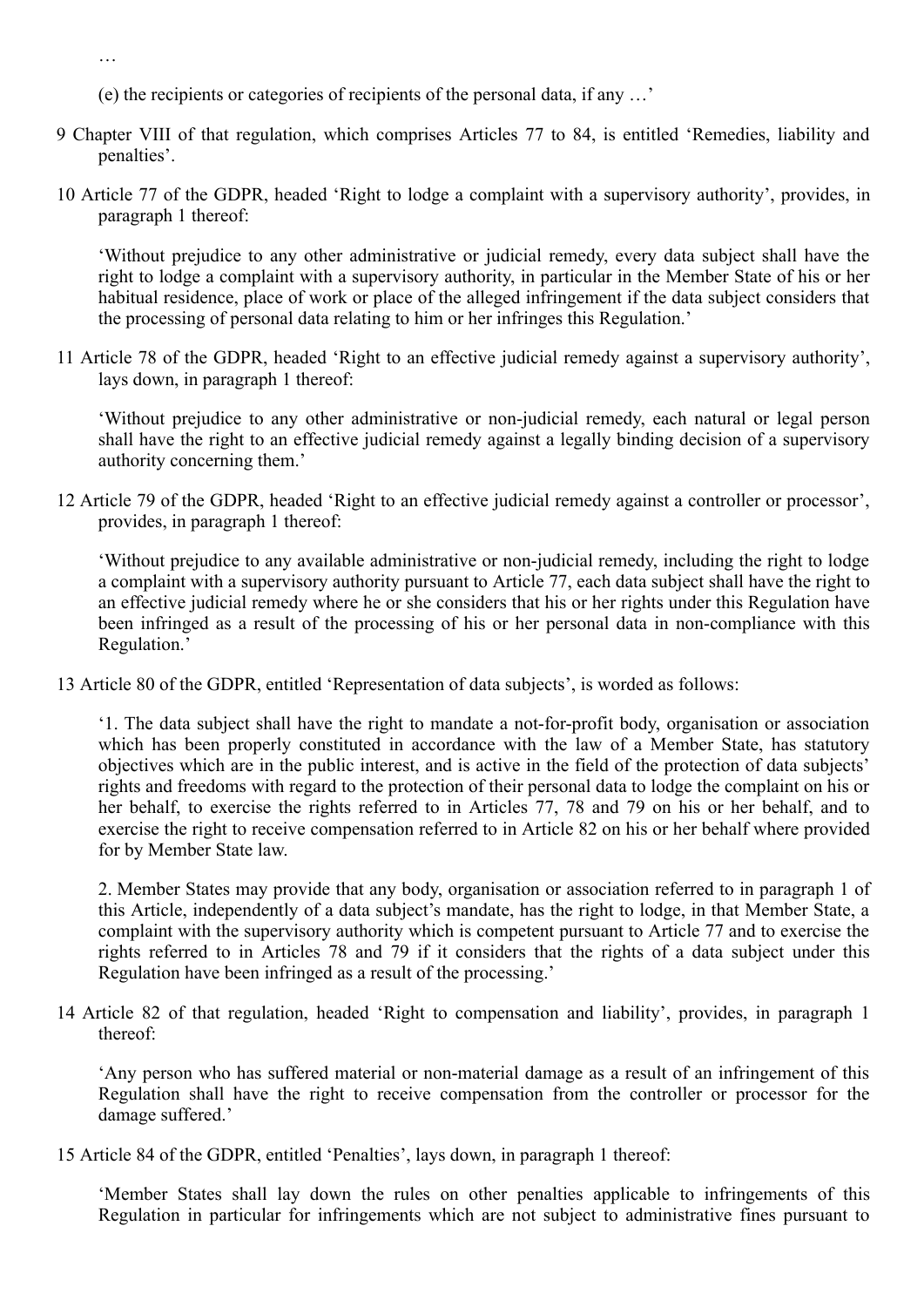…

(e) the recipients or categories of recipients of the personal data, if any …'

9 Chapter VIII of that regulation, which comprises Articles 77 to 84, is entitled 'Remedies, liability and penalties'.

10 Article 77 of the GDPR, headed 'Right to lodge a complaint with a supervisory authority', provides, in paragraph 1 thereof:

'Without prejudice to any other administrative or judicial remedy, every data subject shall have the right to lodge a complaint with a supervisory authority, in particular in the Member State of his or her habitual residence, place of work or place of the alleged infringement if the data subject considers that the processing of personal data relating to him or her infringes this Regulation.'

11 Article 78 of the GDPR, headed 'Right to an effective judicial remedy against a supervisory authority', lays down, in paragraph 1 thereof:

'Without prejudice to any other administrative or non-judicial remedy, each natural or legal person shall have the right to an effective judicial remedy against a legally binding decision of a supervisory authority concerning them.'

12 Article 79 of the GDPR, headed 'Right to an effective judicial remedy against a controller or processor', provides, in paragraph 1 thereof:

'Without prejudice to any available administrative or non-judicial remedy, including the right to lodge a complaint with a supervisory authority pursuant to Article 77, each data subject shall have the right to an effective judicial remedy where he or she considers that his or her rights under this Regulation have been infringed as a result of the processing of his or her personal data in non-compliance with this Regulation.'

13 Article 80 of the GDPR, entitled 'Representation of data subjects', is worded as follows:

'1. The data subject shall have the right to mandate a not-for-profit body, organisation or association which has been properly constituted in accordance with the law of a Member State, has statutory objectives which are in the public interest, and is active in the field of the protection of data subjects' rights and freedoms with regard to the protection of their personal data to lodge the complaint on his or her behalf, to exercise the rights referred to in Articles 77, 78 and 79 on his or her behalf, and to exercise the right to receive compensation referred to in Article 82 on his or her behalf where provided for by Member State law.

2. Member States may provide that any body, organisation or association referred to in paragraph 1 of this Article, independently of a data subject's mandate, has the right to lodge, in that Member State, a complaint with the supervisory authority which is competent pursuant to Article 77 and to exercise the rights referred to in Articles 78 and 79 if it considers that the rights of a data subject under this Regulation have been infringed as a result of the processing.'

14 Article 82 of that regulation, headed 'Right to compensation and liability', provides, in paragraph 1 thereof:

'Any person who has suffered material or non-material damage as a result of an infringement of this Regulation shall have the right to receive compensation from the controller or processor for the damage suffered.'

15 Article 84 of the GDPR, entitled 'Penalties', lays down, in paragraph 1 thereof:

'Member States shall lay down the rules on other penalties applicable to infringements of this Regulation in particular for infringements which are not subject to administrative fines pursuant to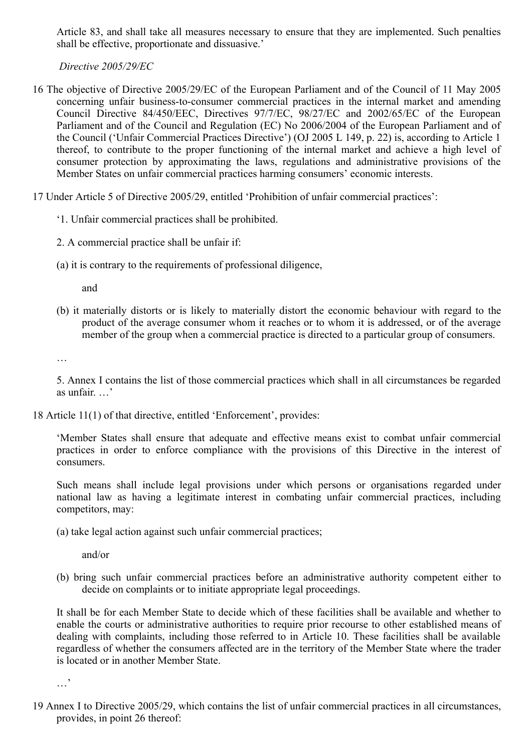Article 83, and shall take all measures necessary to ensure that they are implemented. Such penalties shall be effective, proportionate and dissuasive.'

*Directive 2005/29/EC*

16 The objective of Directive 2005/29/EC of the European Parliament and of the Council of 11 May 2005 concerning unfair business-to-consumer commercial practices in the internal market and amending Council Directive 84/450/EEC, Directives 97/7/EC, 98/27/EC and 2002/65/EC of the European Parliament and of the Council and Regulation (EC) No 2006/2004 of the European Parliament and of the Council ('Unfair Commercial Practices Directive') (OJ 2005 L 149, p. 22) is, according to Article 1 thereof, to contribute to the proper functioning of the internal market and achieve a high level of consumer protection by approximating the laws, regulations and administrative provisions of the Member States on unfair commercial practices harming consumers' economic interests.

17 Under Article 5 of Directive 2005/29, entitled 'Prohibition of unfair commercial practices':

'1. Unfair commercial practices shall be prohibited.

2. A commercial practice shall be unfair if:

(a) it is contrary to the requirements of professional diligence,

and

(b) it materially distorts or is likely to materially distort the economic behaviour with regard to the product of the average consumer whom it reaches or to whom it is addressed, or of the average member of the group when a commercial practice is directed to a particular group of consumers.

…

5. Annex I contains the list of those commercial practices which shall in all circumstances be regarded as unfair. …'

18 Article 11(1) of that directive, entitled 'Enforcement', provides:

'Member States shall ensure that adequate and effective means exist to combat unfair commercial practices in order to enforce compliance with the provisions of this Directive in the interest of consumers.

Such means shall include legal provisions under which persons or organisations regarded under national law as having a legitimate interest in combating unfair commercial practices, including competitors, may:

(a) take legal action against such unfair commercial practices;

and/or

(b) bring such unfair commercial practices before an administrative authority competent either to decide on complaints or to initiate appropriate legal proceedings.

It shall be for each Member State to decide which of these facilities shall be available and whether to enable the courts or administrative authorities to require prior recourse to other established means of dealing with complaints, including those referred to in Article 10. These facilities shall be available regardless of whether the consumers affected are in the territory of the Member State where the trader is located or in another Member State.

…'

19 Annex I to Directive 2005/29, which contains the list of unfair commercial practices in all circumstances, provides, in point 26 thereof: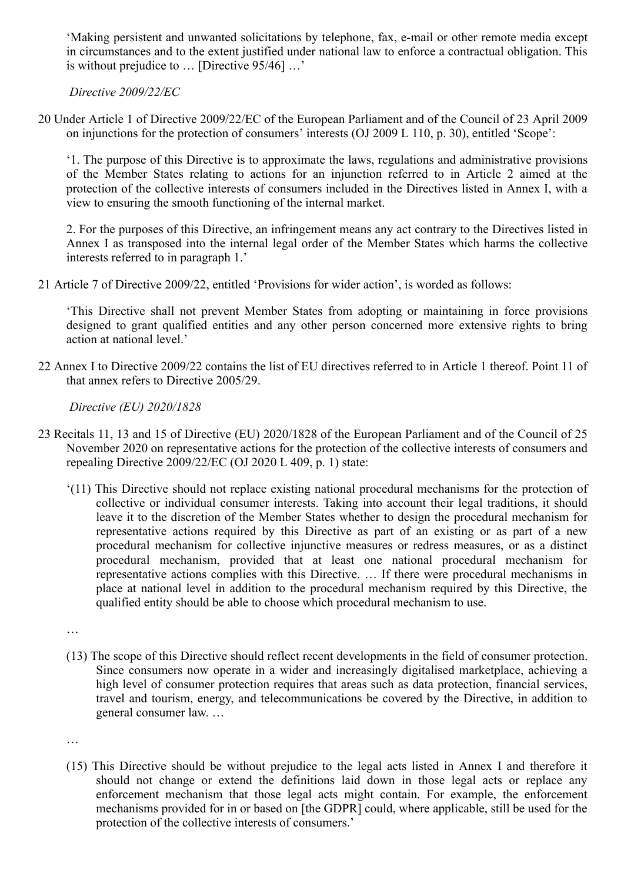'Making persistent and unwanted solicitations by telephone, fax, e-mail or other remote media except in circumstances and to the extent justified under national law to enforce a contractual obligation. This is without prejudice to … [Directive 95/46] …'

*Directive 2009/22/EC*

20 Under Article 1 of Directive 2009/22/EC of the European Parliament and of the Council of 23 April 2009 on injunctions for the protection of consumers' interests (OJ 2009 L 110, p. 30), entitled 'Scope':

'1. The purpose of this Directive is to approximate the laws, regulations and administrative provisions of the Member States relating to actions for an injunction referred to in Article 2 aimed at the protection of the collective interests of consumers included in the Directives listed in Annex I, with a view to ensuring the smooth functioning of the internal market.

2. For the purposes of this Directive, an infringement means any act contrary to the Directives listed in Annex I as transposed into the internal legal order of the Member States which harms the collective interests referred to in paragraph 1.'

21 Article 7 of Directive 2009/22, entitled 'Provisions for wider action', is worded as follows:

'This Directive shall not prevent Member States from adopting or maintaining in force provisions designed to grant qualified entities and any other person concerned more extensive rights to bring action at national level.'

22 Annex I to Directive 2009/22 contains the list of EU directives referred to in Article 1 thereof. Point 11 of that annex refers to Directive 2005/29.

*Directive (EU) 2020/1828*

23 Recitals 11, 13 and 15 of Directive (EU) 2020/1828 of the European Parliament and of the Council of 25 November 2020 on representative actions for the protection of the collective interests of consumers and repealing Directive 2009/22/EC (OJ 2020 L 409, p. 1) state:

'(11) This Directive should not replace existing national procedural mechanisms for the protection of collective or individual consumer interests. Taking into account their legal traditions, it should leave it to the discretion of the Member States whether to design the procedural mechanism for representative actions required by this Directive as part of an existing or as part of a new procedural mechanism for collective injunctive measures or redress measures, or as a distinct procedural mechanism, provided that at least one national procedural mechanism for representative actions complies with this Directive. … If there were procedural mechanisms in place at national level in addition to the procedural mechanism required by this Directive, the qualified entity should be able to choose which procedural mechanism to use.

…

(13) The scope of this Directive should reflect recent developments in the field of consumer protection. Since consumers now operate in a wider and increasingly digitalised marketplace, achieving a high level of consumer protection requires that areas such as data protection, financial services, travel and tourism, energy, and telecommunications be covered by the Directive, in addition to general consumer law. …

…

(15) This Directive should be without prejudice to the legal acts listed in Annex I and therefore it should not change or extend the definitions laid down in those legal acts or replace any enforcement mechanism that those legal acts might contain. For example, the enforcement mechanisms provided for in or based on [the GDPR] could, where applicable, still be used for the protection of the collective interests of consumers.'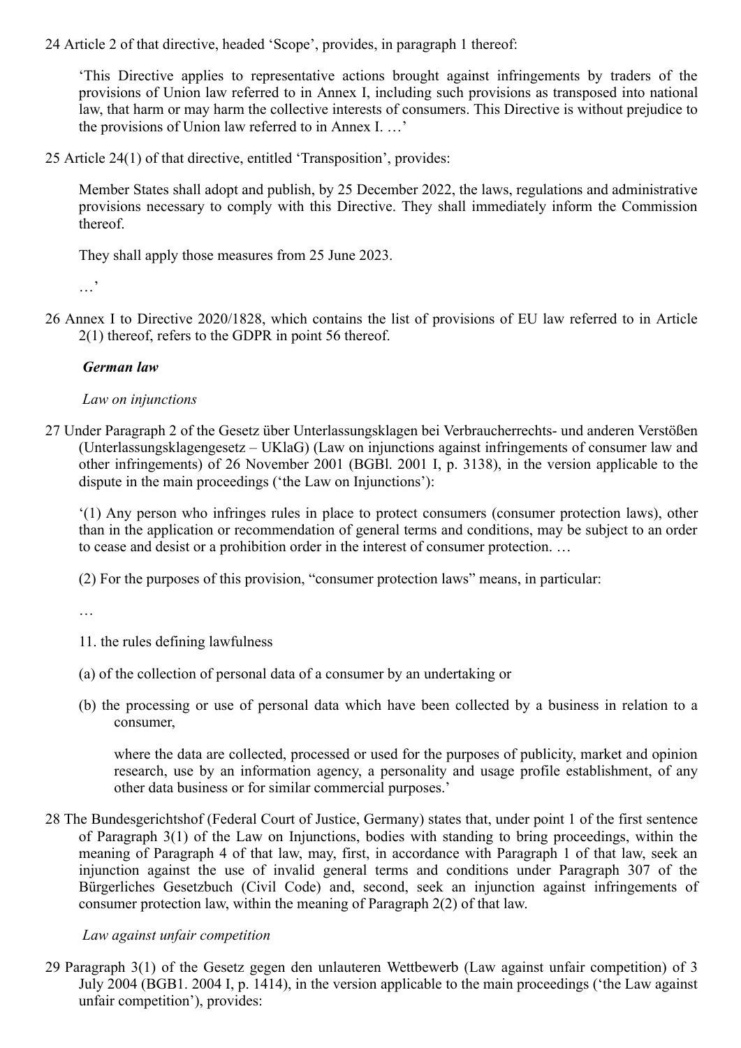24 Article 2 of that directive, headed 'Scope', provides, in paragraph 1 thereof:

> 'This Directive applies to representative actions brought against infringements by traders of the provisions of Union law referred to in Annex I, including such provisions as transposed into national law, that harm or may harm the collective interests of consumers. This Directive is without prejudice to the provisions of Union law referred to in Annex I. …'

25 Article 24(1) of that directive, entitled 'Transposition', provides:

> Member States shall adopt and publish, by 25 December 2022, the laws, regulations and administrative provisions necessary to comply with this Directive. They shall immediately inform the Commission thereof.
>
> They shall apply those measures from 25 June 2023.
>
> …'

26 Annex I to Directive 2020/1828, which contains the list of provisions of EU law referred to in Article 2(1) thereof, refers to the GDPR in point 56 thereof.

***German law***

*Law on injunctions*

27 Under Paragraph 2 of the Gesetz über Unterlassungsklagen bei Verbraucherrechts- und anderen Verstößen (Unterlassungsklagengesetz – UKlaG) (Law on injunctions against infringements of consumer law and other infringements) of 26 November 2001 (BGBl. 2001 I, p. 3138), in the version applicable to the dispute in the main proceedings ('the Law on Injunctions'):

> '(1) Any person who infringes rules in place to protect consumers (consumer protection laws), other than in the application or recommendation of general terms and conditions, may be subject to an order to cease and desist or a prohibition order in the interest of consumer protection. …
>
> (2) For the purposes of this provision, "consumer protection laws" means, in particular:
>
> …
>
> 11. the rules defining lawfulness
>
> (a) of the collection of personal data of a consumer by an undertaking or
>
> (b) the processing or use of personal data which have been collected by a business in relation to a consumer,
>
> where the data are collected, processed or used for the purposes of publicity, market and opinion research, use by an information agency, a personality and usage profile establishment, of any other data business or for similar commercial purposes.'

28 The Bundesgerichtshof (Federal Court of Justice, Germany) states that, under point 1 of the first sentence of Paragraph 3(1) of the Law on Injunctions, bodies with standing to bring proceedings, within the meaning of Paragraph 4 of that law, may, first, in accordance with Paragraph 1 of that law, seek an injunction against the use of invalid general terms and conditions under Paragraph 307 of the Bürgerliches Gesetzbuch (Civil Code) and, second, seek an injunction against infringements of consumer protection law, within the meaning of Paragraph 2(2) of that law.

*Law against unfair competition*

29 Paragraph 3(1) of the Gesetz gegen den unlauteren Wettbewerb (Law against unfair competition) of 3 July 2004 (BGB1. 2004 I, p. 1414), in the version applicable to the main proceedings ('the Law against unfair competition'), provides: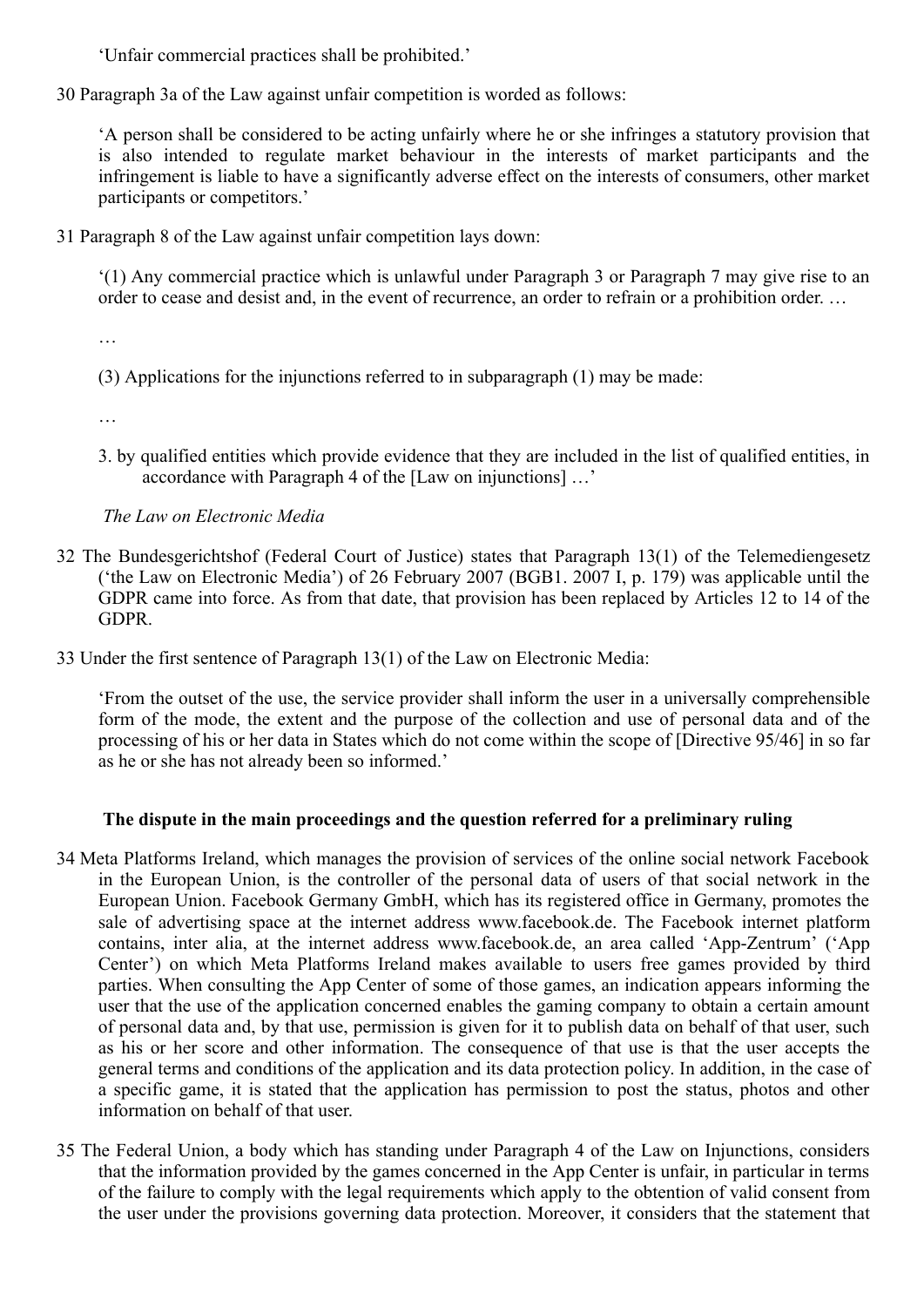'Unfair commercial practices shall be prohibited.'

30 Paragraph 3a of the Law against unfair competition is worded as follows:

> 'A person shall be considered to be acting unfairly where he or she infringes a statutory provision that is also intended to regulate market behaviour in the interests of market participants and the infringement is liable to have a significantly adverse effect on the interests of consumers, other market participants or competitors.'

31 Paragraph 8 of the Law against unfair competition lays down:

> '(1) Any commercial practice which is unlawful under Paragraph 3 or Paragraph 7 may give rise to an order to cease and desist and, in the event of recurrence, an order to refrain or a prohibition order. …
>
> …
>
> (3) Applications for the injunctions referred to in subparagraph (1) may be made:
>
> …
>
> 3. by qualified entities which provide evidence that they are included in the list of qualified entities, in accordance with Paragraph 4 of the [Law on injunctions] …'

*The Law on Electronic Media*

32 The Bundesgerichtshof (Federal Court of Justice) states that Paragraph 13(1) of the Telemediengesetz ('the Law on Electronic Media') of 26 February 2007 (BGB1. 2007 I, p. 179) was applicable until the GDPR came into force. As from that date, that provision has been replaced by Articles 12 to 14 of the GDPR.

33 Under the first sentence of Paragraph 13(1) of the Law on Electronic Media:

> 'From the outset of the use, the service provider shall inform the user in a universally comprehensible form of the mode, the extent and the purpose of the collection and use of personal data and of the processing of his or her data in States which do not come within the scope of [Directive 95/46] in so far as he or she has not already been so informed.'

**The dispute in the main proceedings and the question referred for a preliminary ruling**

34 Meta Platforms Ireland, which manages the provision of services of the online social network Facebook in the European Union, is the controller of the personal data of users of that social network in the European Union. Facebook Germany GmbH, which has its registered office in Germany, promotes the sale of advertising space at the internet address www.facebook.de. The Facebook internet platform contains, inter alia, at the internet address www.facebook.de, an area called 'App-Zentrum' ('App Center') on which Meta Platforms Ireland makes available to users free games provided by third parties. When consulting the App Center of some of those games, an indication appears informing the user that the use of the application concerned enables the gaming company to obtain a certain amount of personal data and, by that use, permission is given for it to publish data on behalf of that user, such as his or her score and other information. The consequence of that use is that the user accepts the general terms and conditions of the application and its data protection policy. In addition, in the case of a specific game, it is stated that the application has permission to post the status, photos and other information on behalf of that user.

35 The Federal Union, a body which has standing under Paragraph 4 of the Law on Injunctions, considers that the information provided by the games concerned in the App Center is unfair, in particular in terms of the failure to comply with the legal requirements which apply to the obtention of valid consent from the user under the provisions governing data protection. Moreover, it considers that the statement that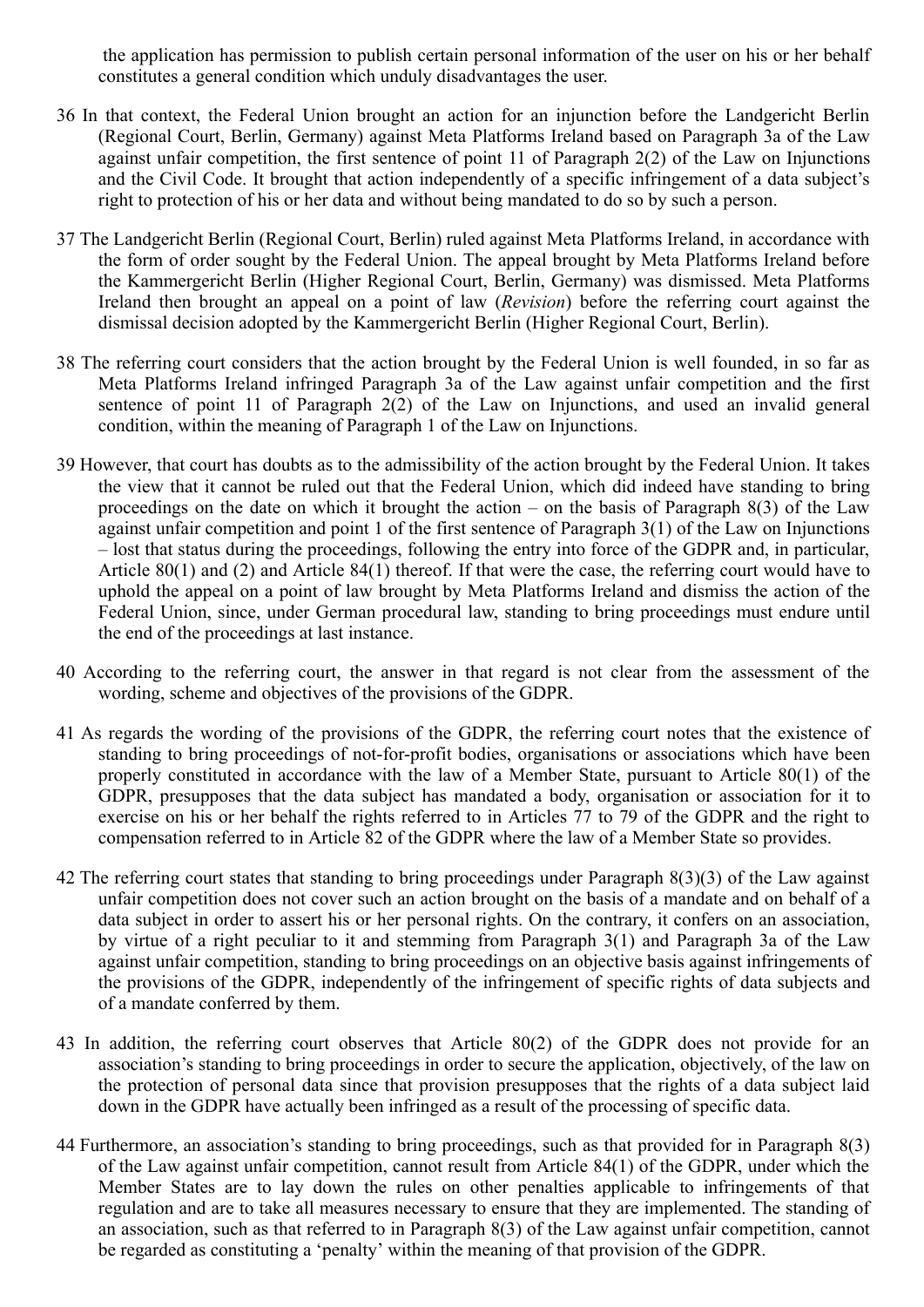the application has permission to publish certain personal information of the user on his or her behalf constitutes a general condition which unduly disadvantages the user.

36 In that context, the Federal Union brought an action for an injunction before the Landgericht Berlin (Regional Court, Berlin, Germany) against Meta Platforms Ireland based on Paragraph 3a of the Law against unfair competition, the first sentence of point 11 of Paragraph 2(2) of the Law on Injunctions and the Civil Code. It brought that action independently of a specific infringement of a data subject's right to protection of his or her data and without being mandated to do so by such a person.

37 The Landgericht Berlin (Regional Court, Berlin) ruled against Meta Platforms Ireland, in accordance with the form of order sought by the Federal Union. The appeal brought by Meta Platforms Ireland before the Kammergericht Berlin (Higher Regional Court, Berlin, Germany) was dismissed. Meta Platforms Ireland then brought an appeal on a point of law (*Revision*) before the referring court against the dismissal decision adopted by the Kammergericht Berlin (Higher Regional Court, Berlin).

38 The referring court considers that the action brought by the Federal Union is well founded, in so far as Meta Platforms Ireland infringed Paragraph 3a of the Law against unfair competition and the first sentence of point 11 of Paragraph 2(2) of the Law on Injunctions, and used an invalid general condition, within the meaning of Paragraph 1 of the Law on Injunctions.

39 However, that court has doubts as to the admissibility of the action brought by the Federal Union. It takes the view that it cannot be ruled out that the Federal Union, which did indeed have standing to bring proceedings on the date on which it brought the action – on the basis of Paragraph 8(3) of the Law against unfair competition and point 1 of the first sentence of Paragraph 3(1) of the Law on Injunctions – lost that status during the proceedings, following the entry into force of the GDPR and, in particular, Article 80(1) and (2) and Article 84(1) thereof. If that were the case, the referring court would have to uphold the appeal on a point of law brought by Meta Platforms Ireland and dismiss the action of the Federal Union, since, under German procedural law, standing to bring proceedings must endure until the end of the proceedings at last instance.

40 According to the referring court, the answer in that regard is not clear from the assessment of the wording, scheme and objectives of the provisions of the GDPR.

41 As regards the wording of the provisions of the GDPR, the referring court notes that the existence of standing to bring proceedings of not-for-profit bodies, organisations or associations which have been properly constituted in accordance with the law of a Member State, pursuant to Article 80(1) of the GDPR, presupposes that the data subject has mandated a body, organisation or association for it to exercise on his or her behalf the rights referred to in Articles 77 to 79 of the GDPR and the right to compensation referred to in Article 82 of the GDPR where the law of a Member State so provides.

42 The referring court states that standing to bring proceedings under Paragraph 8(3)(3) of the Law against unfair competition does not cover such an action brought on the basis of a mandate and on behalf of a data subject in order to assert his or her personal rights. On the contrary, it confers on an association, by virtue of a right peculiar to it and stemming from Paragraph 3(1) and Paragraph 3a of the Law against unfair competition, standing to bring proceedings on an objective basis against infringements of the provisions of the GDPR, independently of the infringement of specific rights of data subjects and of a mandate conferred by them.

43 In addition, the referring court observes that Article 80(2) of the GDPR does not provide for an association's standing to bring proceedings in order to secure the application, objectively, of the law on the protection of personal data since that provision presupposes that the rights of a data subject laid down in the GDPR have actually been infringed as a result of the processing of specific data.

44 Furthermore, an association's standing to bring proceedings, such as that provided for in Paragraph 8(3) of the Law against unfair competition, cannot result from Article 84(1) of the GDPR, under which the Member States are to lay down the rules on other penalties applicable to infringements of that regulation and are to take all measures necessary to ensure that they are implemented. The standing of an association, such as that referred to in Paragraph 8(3) of the Law against unfair competition, cannot be regarded as constituting a 'penalty' within the meaning of that provision of the GDPR.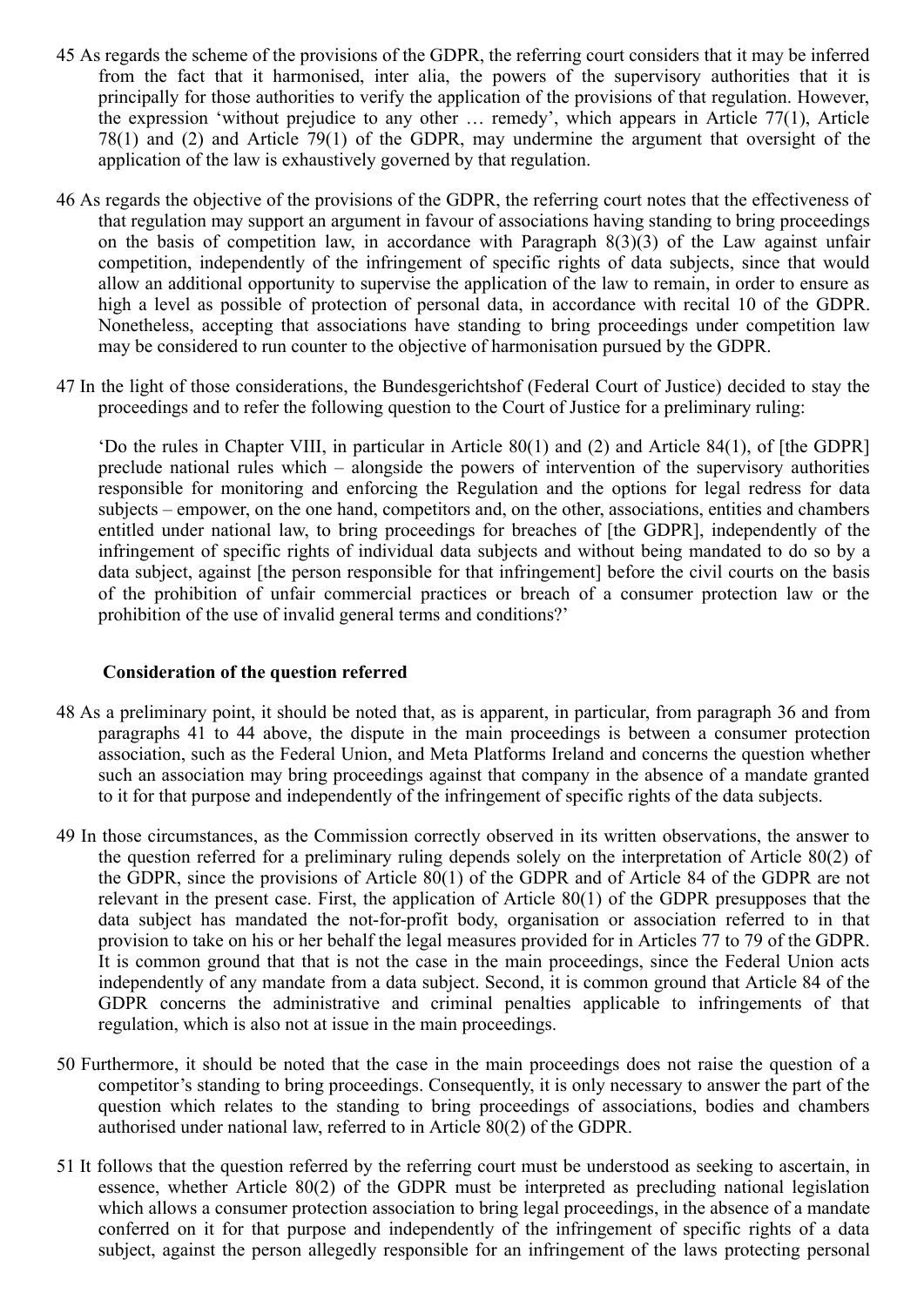45 As regards the scheme of the provisions of the GDPR, the referring court considers that it may be inferred from the fact that it harmonised, inter alia, the powers of the supervisory authorities that it is principally for those authorities to verify the application of the provisions of that regulation. However, the expression 'without prejudice to any other … remedy', which appears in Article 77(1), Article 78(1) and (2) and Article 79(1) of the GDPR, may undermine the argument that oversight of the application of the law is exhaustively governed by that regulation.

46 As regards the objective of the provisions of the GDPR, the referring court notes that the effectiveness of that regulation may support an argument in favour of associations having standing to bring proceedings on the basis of competition law, in accordance with Paragraph 8(3)(3) of the Law against unfair competition, independently of the infringement of specific rights of data subjects, since that would allow an additional opportunity to supervise the application of the law to remain, in order to ensure as high a level as possible of protection of personal data, in accordance with recital 10 of the GDPR. Nonetheless, accepting that associations have standing to bring proceedings under competition law may be considered to run counter to the objective of harmonisation pursued by the GDPR.

47 In the light of those considerations, the Bundesgerichtshof (Federal Court of Justice) decided to stay the proceedings and to refer the following question to the Court of Justice for a preliminary ruling:

> 'Do the rules in Chapter VIII, in particular in Article 80(1) and (2) and Article 84(1), of [the GDPR] preclude national rules which – alongside the powers of intervention of the supervisory authorities responsible for monitoring and enforcing the Regulation and the options for legal redress for data subjects – empower, on the one hand, competitors and, on the other, associations, entities and chambers entitled under national law, to bring proceedings for breaches of [the GDPR], independently of the infringement of specific rights of individual data subjects and without being mandated to do so by a data subject, against [the person responsible for that infringement] before the civil courts on the basis of the prohibition of unfair commercial practices or breach of a consumer protection law or the prohibition of the use of invalid general terms and conditions?'

### Consideration of the question referred

48 As a preliminary point, it should be noted that, as is apparent, in particular, from paragraph 36 and from paragraphs 41 to 44 above, the dispute in the main proceedings is between a consumer protection association, such as the Federal Union, and Meta Platforms Ireland and concerns the question whether such an association may bring proceedings against that company in the absence of a mandate granted to it for that purpose and independently of the infringement of specific rights of the data subjects.

49 In those circumstances, as the Commission correctly observed in its written observations, the answer to the question referred for a preliminary ruling depends solely on the interpretation of Article 80(2) of the GDPR, since the provisions of Article 80(1) of the GDPR and of Article 84 of the GDPR are not relevant in the present case. First, the application of Article 80(1) of the GDPR presupposes that the data subject has mandated the not-for-profit body, organisation or association referred to in that provision to take on his or her behalf the legal measures provided for in Articles 77 to 79 of the GDPR. It is common ground that that is not the case in the main proceedings, since the Federal Union acts independently of any mandate from a data subject. Second, it is common ground that Article 84 of the GDPR concerns the administrative and criminal penalties applicable to infringements of that regulation, which is also not at issue in the main proceedings.

50 Furthermore, it should be noted that the case in the main proceedings does not raise the question of a competitor's standing to bring proceedings. Consequently, it is only necessary to answer the part of the question which relates to the standing to bring proceedings of associations, bodies and chambers authorised under national law, referred to in Article 80(2) of the GDPR.

51 It follows that the question referred by the referring court must be understood as seeking to ascertain, in essence, whether Article 80(2) of the GDPR must be interpreted as precluding national legislation which allows a consumer protection association to bring legal proceedings, in the absence of a mandate conferred on it for that purpose and independently of the infringement of specific rights of a data subject, against the person allegedly responsible for an infringement of the laws protecting personal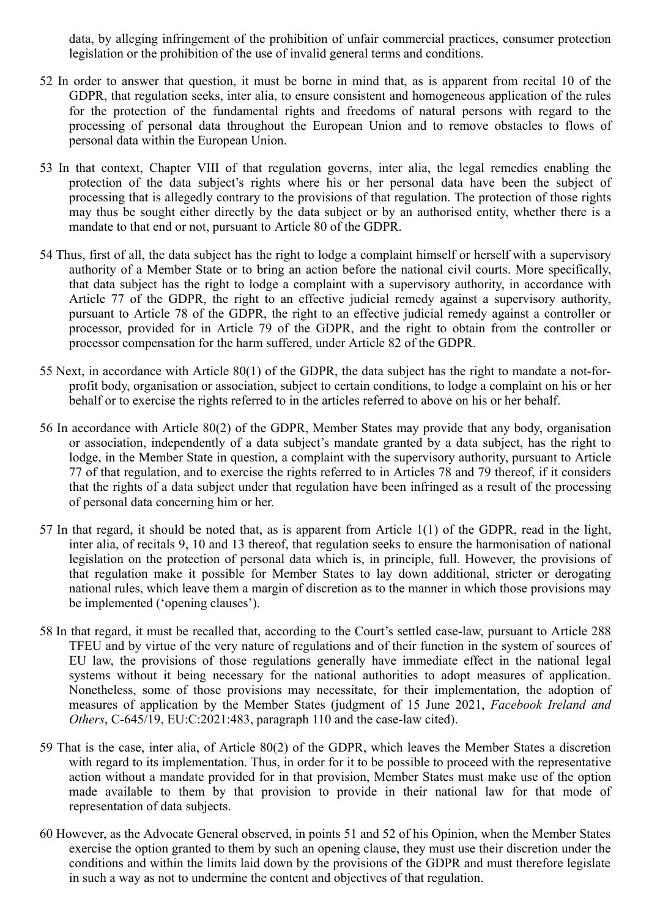data, by alleging infringement of the prohibition of unfair commercial practices, consumer protection legislation or the prohibition of the use of invalid general terms and conditions.

52 In order to answer that question, it must be borne in mind that, as is apparent from recital 10 of the GDPR, that regulation seeks, inter alia, to ensure consistent and homogeneous application of the rules for the protection of the fundamental rights and freedoms of natural persons with regard to the processing of personal data throughout the European Union and to remove obstacles to flows of personal data within the European Union.

53 In that context, Chapter VIII of that regulation governs, inter alia, the legal remedies enabling the protection of the data subject's rights where his or her personal data have been the subject of processing that is allegedly contrary to the provisions of that regulation. The protection of those rights may thus be sought either directly by the data subject or by an authorised entity, whether there is a mandate to that end or not, pursuant to Article 80 of the GDPR.

54 Thus, first of all, the data subject has the right to lodge a complaint himself or herself with a supervisory authority of a Member State or to bring an action before the national civil courts. More specifically, that data subject has the right to lodge a complaint with a supervisory authority, in accordance with Article 77 of the GDPR, the right to an effective judicial remedy against a supervisory authority, pursuant to Article 78 of the GDPR, the right to an effective judicial remedy against a controller or processor, provided for in Article 79 of the GDPR, and the right to obtain from the controller or processor compensation for the harm suffered, under Article 82 of the GDPR.

55 Next, in accordance with Article 80(1) of the GDPR, the data subject has the right to mandate a not-for-profit body, organisation or association, subject to certain conditions, to lodge a complaint on his or her behalf or to exercise the rights referred to in the articles referred to above on his or her behalf.

56 In accordance with Article 80(2) of the GDPR, Member States may provide that any body, organisation or association, independently of a data subject's mandate granted by a data subject, has the right to lodge, in the Member State in question, a complaint with the supervisory authority, pursuant to Article 77 of that regulation, and to exercise the rights referred to in Articles 78 and 79 thereof, if it considers that the rights of a data subject under that regulation have been infringed as a result of the processing of personal data concerning him or her.

57 In that regard, it should be noted that, as is apparent from Article 1(1) of the GDPR, read in the light, inter alia, of recitals 9, 10 and 13 thereof, that regulation seeks to ensure the harmonisation of national legislation on the protection of personal data which is, in principle, full. However, the provisions of that regulation make it possible for Member States to lay down additional, stricter or derogating national rules, which leave them a margin of discretion as to the manner in which those provisions may be implemented ('opening clauses').

58 In that regard, it must be recalled that, according to the Court's settled case-law, pursuant to Article 288 TFEU and by virtue of the very nature of regulations and of their function in the system of sources of EU law, the provisions of those regulations generally have immediate effect in the national legal systems without it being necessary for the national authorities to adopt measures of application. Nonetheless, some of those provisions may necessitate, for their implementation, the adoption of measures of application by the Member States (judgment of 15 June 2021, *Facebook Ireland and Others*, C-645/19, EU:C:2021:483, paragraph 110 and the case-law cited).

59 That is the case, inter alia, of Article 80(2) of the GDPR, which leaves the Member States a discretion with regard to its implementation. Thus, in order for it to be possible to proceed with the representative action without a mandate provided for in that provision, Member States must make use of the option made available to them by that provision to provide in their national law for that mode of representation of data subjects.

60 However, as the Advocate General observed, in points 51 and 52 of his Opinion, when the Member States exercise the option granted to them by such an opening clause, they must use their discretion under the conditions and within the limits laid down by the provisions of the GDPR and must therefore legislate in such a way as not to undermine the content and objectives of that regulation.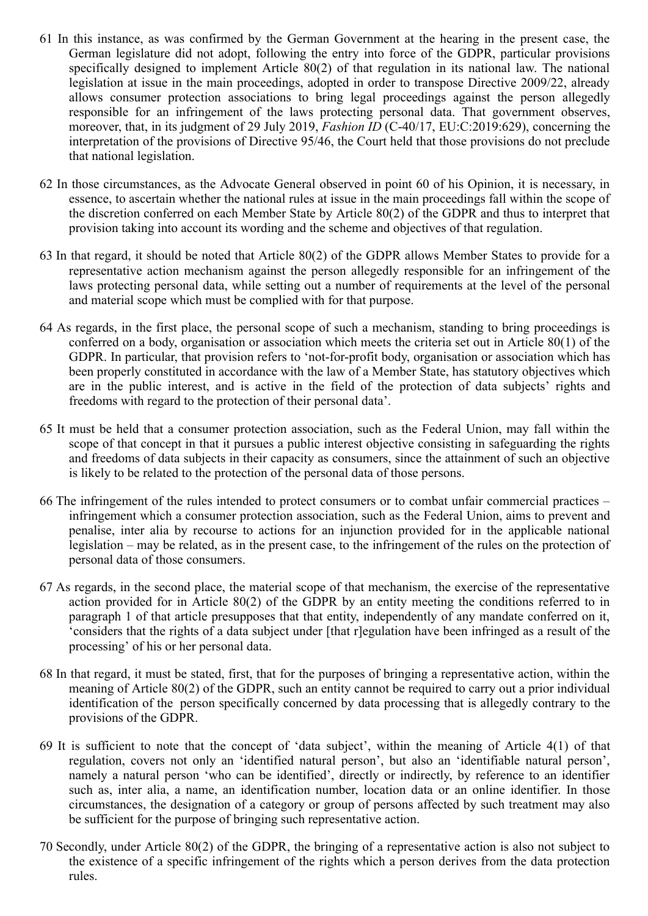61 In this instance, as was confirmed by the German Government at the hearing in the present case, the German legislature did not adopt, following the entry into force of the GDPR, particular provisions specifically designed to implement Article 80(2) of that regulation in its national law. The national legislation at issue in the main proceedings, adopted in order to transpose Directive 2009/22, already allows consumer protection associations to bring legal proceedings against the person allegedly responsible for an infringement of the laws protecting personal data. That government observes, moreover, that, in its judgment of 29 July 2019, *Fashion ID* (C-40/17, EU:C:2019:629), concerning the interpretation of the provisions of Directive 95/46, the Court held that those provisions do not preclude that national legislation.

62 In those circumstances, as the Advocate General observed in point 60 of his Opinion, it is necessary, in essence, to ascertain whether the national rules at issue in the main proceedings fall within the scope of the discretion conferred on each Member State by Article 80(2) of the GDPR and thus to interpret that provision taking into account its wording and the scheme and objectives of that regulation.

63 In that regard, it should be noted that Article 80(2) of the GDPR allows Member States to provide for a representative action mechanism against the person allegedly responsible for an infringement of the laws protecting personal data, while setting out a number of requirements at the level of the personal and material scope which must be complied with for that purpose.

64 As regards, in the first place, the personal scope of such a mechanism, standing to bring proceedings is conferred on a body, organisation or association which meets the criteria set out in Article 80(1) of the GDPR. In particular, that provision refers to 'not-for-profit body, organisation or association which has been properly constituted in accordance with the law of a Member State, has statutory objectives which are in the public interest, and is active in the field of the protection of data subjects' rights and freedoms with regard to the protection of their personal data'.

65 It must be held that a consumer protection association, such as the Federal Union, may fall within the scope of that concept in that it pursues a public interest objective consisting in safeguarding the rights and freedoms of data subjects in their capacity as consumers, since the attainment of such an objective is likely to be related to the protection of the personal data of those persons.

66 The infringement of the rules intended to protect consumers or to combat unfair commercial practices – infringement which a consumer protection association, such as the Federal Union, aims to prevent and penalise, inter alia by recourse to actions for an injunction provided for in the applicable national legislation – may be related, as in the present case, to the infringement of the rules on the protection of personal data of those consumers.

67 As regards, in the second place, the material scope of that mechanism, the exercise of the representative action provided for in Article 80(2) of the GDPR by an entity meeting the conditions referred to in paragraph 1 of that article presupposes that that entity, independently of any mandate conferred on it, 'considers that the rights of a data subject under [that r]egulation have been infringed as a result of the processing' of his or her personal data.

68 In that regard, it must be stated, first, that for the purposes of bringing a representative action, within the meaning of Article 80(2) of the GDPR, such an entity cannot be required to carry out a prior individual identification of the person specifically concerned by data processing that is allegedly contrary to the provisions of the GDPR.

69 It is sufficient to note that the concept of 'data subject', within the meaning of Article 4(1) of that regulation, covers not only an 'identified natural person', but also an 'identifiable natural person', namely a natural person 'who can be identified', directly or indirectly, by reference to an identifier such as, inter alia, a name, an identification number, location data or an online identifier. In those circumstances, the designation of a category or group of persons affected by such treatment may also be sufficient for the purpose of bringing such representative action.

70 Secondly, under Article 80(2) of the GDPR, the bringing of a representative action is also not subject to the existence of a specific infringement of the rights which a person derives from the data protection rules.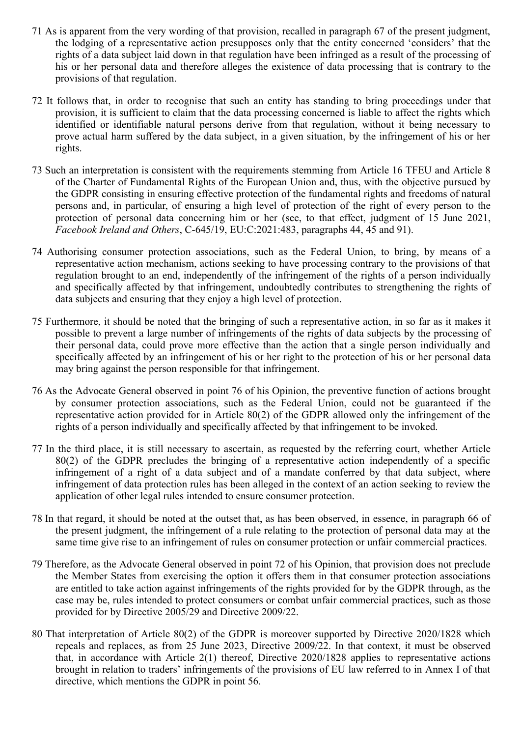71 As is apparent from the very wording of that provision, recalled in paragraph 67 of the present judgment, the lodging of a representative action presupposes only that the entity concerned 'considers' that the rights of a data subject laid down in that regulation have been infringed as a result of the processing of his or her personal data and therefore alleges the existence of data processing that is contrary to the provisions of that regulation.

72 It follows that, in order to recognise that such an entity has standing to bring proceedings under that provision, it is sufficient to claim that the data processing concerned is liable to affect the rights which identified or identifiable natural persons derive from that regulation, without it being necessary to prove actual harm suffered by the data subject, in a given situation, by the infringement of his or her rights.

73 Such an interpretation is consistent with the requirements stemming from Article 16 TFEU and Article 8 of the Charter of Fundamental Rights of the European Union and, thus, with the objective pursued by the GDPR consisting in ensuring effective protection of the fundamental rights and freedoms of natural persons and, in particular, of ensuring a high level of protection of the right of every person to the protection of personal data concerning him or her (see, to that effect, judgment of 15 June 2021, *Facebook Ireland and Others*, C‑645/19, EU:C:2021:483, paragraphs 44, 45 and 91).

74 Authorising consumer protection associations, such as the Federal Union, to bring, by means of a representative action mechanism, actions seeking to have processing contrary to the provisions of that regulation brought to an end, independently of the infringement of the rights of a person individually and specifically affected by that infringement, undoubtedly contributes to strengthening the rights of data subjects and ensuring that they enjoy a high level of protection.

75 Furthermore, it should be noted that the bringing of such a representative action, in so far as it makes it possible to prevent a large number of infringements of the rights of data subjects by the processing of their personal data, could prove more effective than the action that a single person individually and specifically affected by an infringement of his or her right to the protection of his or her personal data may bring against the person responsible for that infringement.

76 As the Advocate General observed in point 76 of his Opinion, the preventive function of actions brought by consumer protection associations, such as the Federal Union, could not be guaranteed if the representative action provided for in Article 80(2) of the GDPR allowed only the infringement of the rights of a person individually and specifically affected by that infringement to be invoked.

77 In the third place, it is still necessary to ascertain, as requested by the referring court, whether Article 80(2) of the GDPR precludes the bringing of a representative action independently of a specific infringement of a right of a data subject and of a mandate conferred by that data subject, where infringement of data protection rules has been alleged in the context of an action seeking to review the application of other legal rules intended to ensure consumer protection.

78 In that regard, it should be noted at the outset that, as has been observed, in essence, in paragraph 66 of the present judgment, the infringement of a rule relating to the protection of personal data may at the same time give rise to an infringement of rules on consumer protection or unfair commercial practices.

79 Therefore, as the Advocate General observed in point 72 of his Opinion, that provision does not preclude the Member States from exercising the option it offers them in that consumer protection associations are entitled to take action against infringements of the rights provided for by the GDPR through, as the case may be, rules intended to protect consumers or combat unfair commercial practices, such as those provided for by Directive 2005/29 and Directive 2009/22.

80 That interpretation of Article 80(2) of the GDPR is moreover supported by Directive 2020/1828 which repeals and replaces, as from 25 June 2023, Directive 2009/22. In that context, it must be observed that, in accordance with Article 2(1) thereof, Directive 2020/1828 applies to representative actions brought in relation to traders' infringements of the provisions of EU law referred to in Annex I of that directive, which mentions the GDPR in point 56.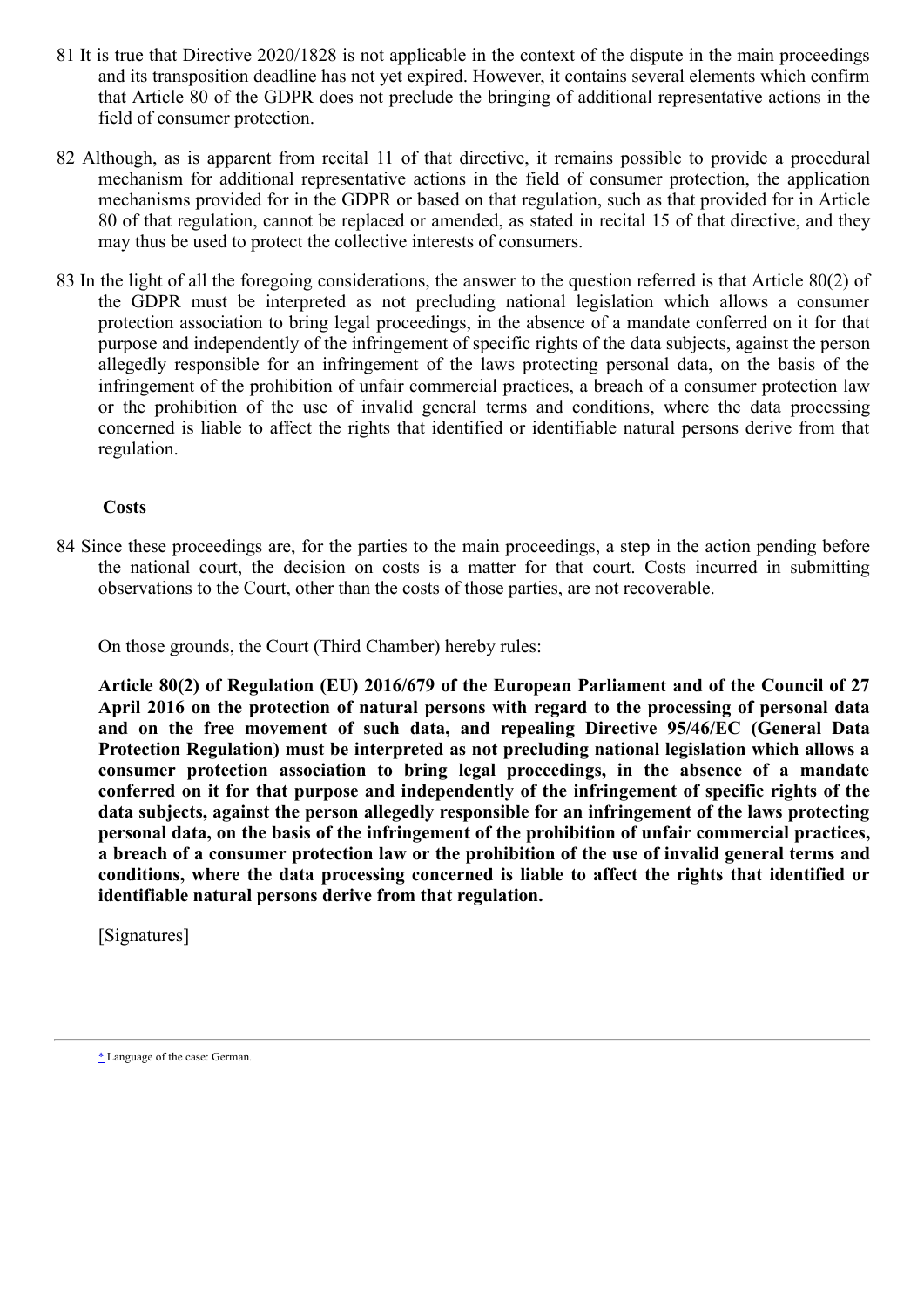81 It is true that Directive 2020/1828 is not applicable in the context of the dispute in the main proceedings and its transposition deadline has not yet expired. However, it contains several elements which confirm that Article 80 of the GDPR does not preclude the bringing of additional representative actions in the field of consumer protection.

82 Although, as is apparent from recital 11 of that directive, it remains possible to provide a procedural mechanism for additional representative actions in the field of consumer protection, the application mechanisms provided for in the GDPR or based on that regulation, such as that provided for in Article 80 of that regulation, cannot be replaced or amended, as stated in recital 15 of that directive, and they may thus be used to protect the collective interests of consumers.

83 In the light of all the foregoing considerations, the answer to the question referred is that Article 80(2) of the GDPR must be interpreted as not precluding national legislation which allows a consumer protection association to bring legal proceedings, in the absence of a mandate conferred on it for that purpose and independently of the infringement of specific rights of the data subjects, against the person allegedly responsible for an infringement of the laws protecting personal data, on the basis of the infringement of the prohibition of unfair commercial practices, a breach of a consumer protection law or the prohibition of the use of invalid general terms and conditions, where the data processing concerned is liable to affect the rights that identified or identifiable natural persons derive from that regulation.

**Costs**

84 Since these proceedings are, for the parties to the main proceedings, a step in the action pending before the national court, the decision on costs is a matter for that court. Costs incurred in submitting observations to the Court, other than the costs of those parties, are not recoverable.

On those grounds, the Court (Third Chamber) hereby rules:

**Article 80(2) of Regulation (EU) 2016/679 of the European Parliament and of the Council of 27 April 2016 on the protection of natural persons with regard to the processing of personal data and on the free movement of such data, and repealing Directive 95/46/EC (General Data Protection Regulation) must be interpreted as not precluding national legislation which allows a consumer protection association to bring legal proceedings, in the absence of a mandate conferred on it for that purpose and independently of the infringement of specific rights of the data subjects, against the person allegedly responsible for an infringement of the laws protecting personal data, on the basis of the infringement of the prohibition of unfair commercial practices, a breach of a consumer protection law or the prohibition of the use of invalid general terms and conditions, where the data processing concerned is liable to affect the rights that identified or identifiable natural persons derive from that regulation.**

[Signatures]

---

* Language of the case: German.